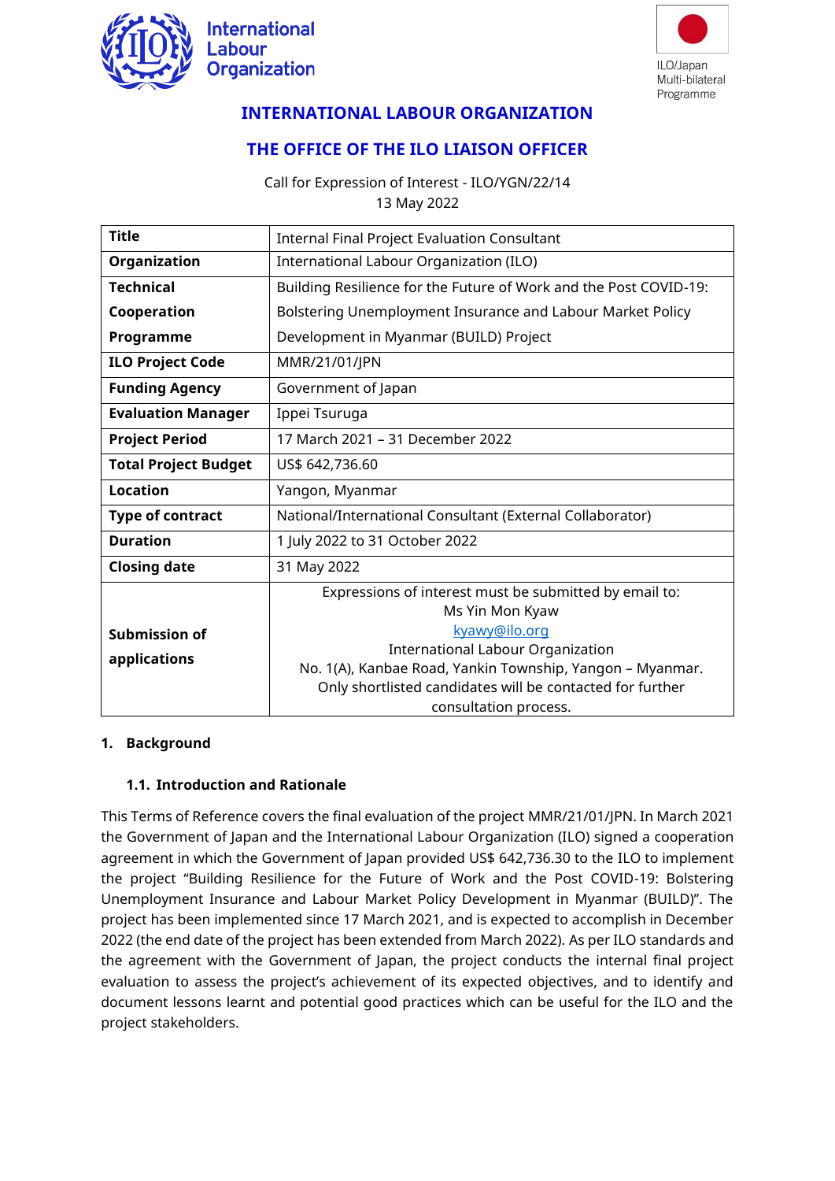International Labour Organization

ILO/Japan Multi-bilateral Programme

## INTERNATIONAL LABOUR ORGANIZATION

## THE OFFICE OF THE ILO LIAISON OFFICER

Call for Expression of Interest - ILO/YGN/22/14
13 May 2022

| **Title** | Internal Final Project Evaluation Consultant |
|---|---|
| **Organization** | International Labour Organization (ILO) |
| **Technical Cooperation Programme** | Building Resilience for the Future of Work and the Post COVID-19: Bolstering Unemployment Insurance and Labour Market Policy Development in Myanmar (BUILD) Project |
| **ILO Project Code** | MMR/21/01/JPN |
| **Funding Agency** | Government of Japan |
| **Evaluation Manager** | Ippei Tsuruga |
| **Project Period** | 17 March 2021 – 31 December 2022 |
| **Total Project Budget** | US$ 642,736.60 |
| **Location** | Yangon, Myanmar |
| **Type of contract** | National/International Consultant (External Collaborator) |
| **Duration** | 1 July 2022 to 31 October 2022 |
| **Closing date** | 31 May 2022 |
| **Submission of applications** | Expressions of interest must be submitted by email to: Ms Yin Mon Kyaw kyawy@ilo.org International Labour Organization No. 1(A), Kanbae Road, Yankin Township, Yangon – Myanmar. Only shortlisted candidates will be contacted for further consultation process. |

### 1. Background

#### 1.1. Introduction and Rationale

This Terms of Reference covers the final evaluation of the project MMR/21/01/JPN. In March 2021 the Government of Japan and the International Labour Organization (ILO) signed a cooperation agreement in which the Government of Japan provided US$ 642,736.30 to the ILO to implement the project "Building Resilience for the Future of Work and the Post COVID-19: Bolstering Unemployment Insurance and Labour Market Policy Development in Myanmar (BUILD)". The project has been implemented since 17 March 2021, and is expected to accomplish in December 2022 (the end date of the project has been extended from March 2022). As per ILO standards and the agreement with the Government of Japan, the project conducts the internal final project evaluation to assess the project's achievement of its expected objectives, and to identify and document lessons learnt and potential good practices which can be useful for the ILO and the project stakeholders.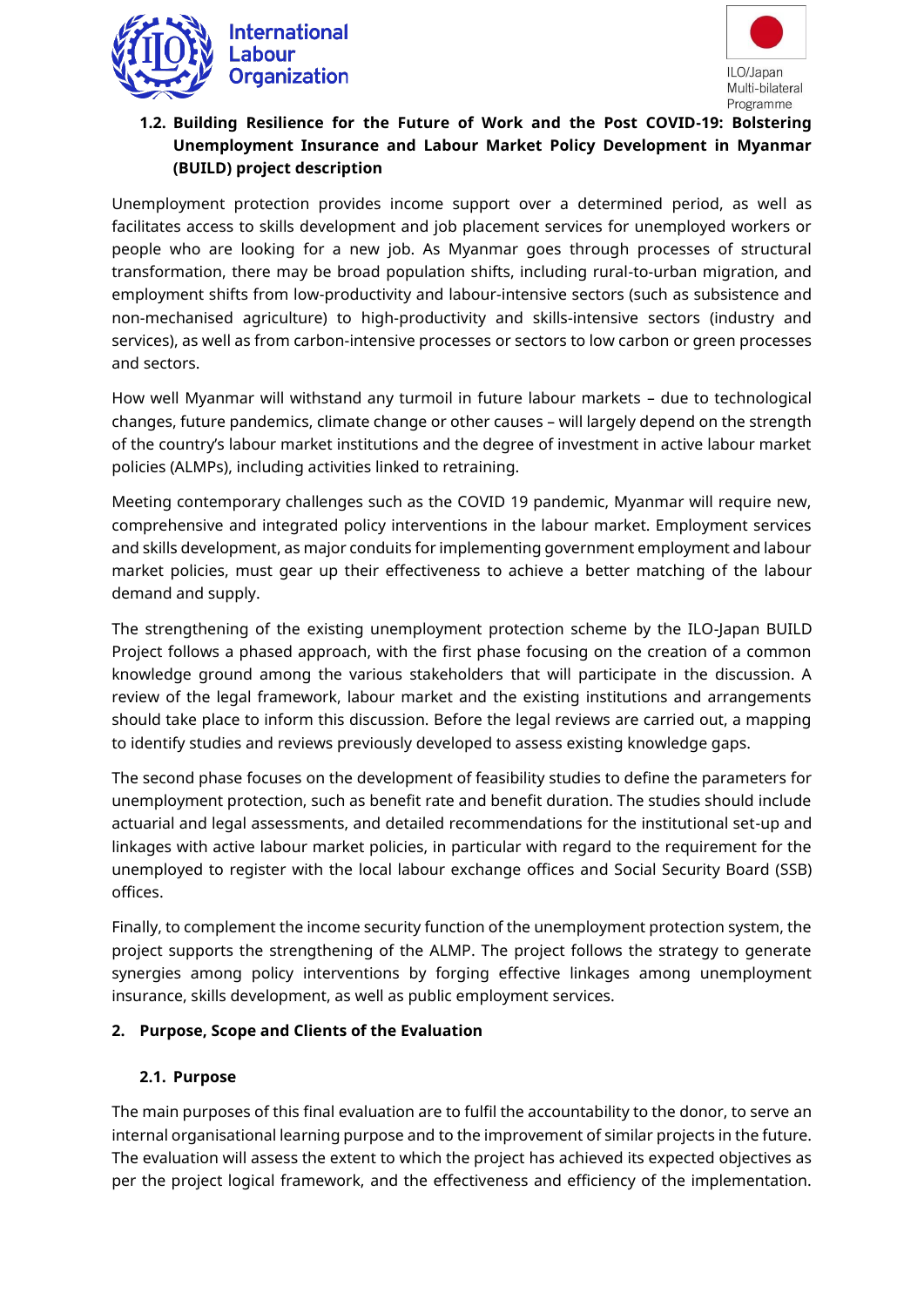### 1.2. Building Resilience for the Future of Work and the Post COVID-19: Bolstering Unemployment Insurance and Labour Market Policy Development in Myanmar (BUILD) project description

Unemployment protection provides income support over a determined period, as well as facilitates access to skills development and job placement services for unemployed workers or people who are looking for a new job. As Myanmar goes through processes of structural transformation, there may be broad population shifts, including rural-to-urban migration, and employment shifts from low-productivity and labour-intensive sectors (such as subsistence and non-mechanised agriculture) to high-productivity and skills-intensive sectors (industry and services), as well as from carbon-intensive processes or sectors to low carbon or green processes and sectors.

How well Myanmar will withstand any turmoil in future labour markets – due to technological changes, future pandemics, climate change or other causes – will largely depend on the strength of the country's labour market institutions and the degree of investment in active labour market policies (ALMPs), including activities linked to retraining.

Meeting contemporary challenges such as the COVID 19 pandemic, Myanmar will require new, comprehensive and integrated policy interventions in the labour market. Employment services and skills development, as major conduits for implementing government employment and labour market policies, must gear up their effectiveness to achieve a better matching of the labour demand and supply.

The strengthening of the existing unemployment protection scheme by the ILO-Japan BUILD Project follows a phased approach, with the first phase focusing on the creation of a common knowledge ground among the various stakeholders that will participate in the discussion. A review of the legal framework, labour market and the existing institutions and arrangements should take place to inform this discussion. Before the legal reviews are carried out, a mapping to identify studies and reviews previously developed to assess existing knowledge gaps.

The second phase focuses on the development of feasibility studies to define the parameters for unemployment protection, such as benefit rate and benefit duration. The studies should include actuarial and legal assessments, and detailed recommendations for the institutional set-up and linkages with active labour market policies, in particular with regard to the requirement for the unemployed to register with the local labour exchange offices and Social Security Board (SSB) offices.

Finally, to complement the income security function of the unemployment protection system, the project supports the strengthening of the ALMP. The project follows the strategy to generate synergies among policy interventions by forging effective linkages among unemployment insurance, skills development, as well as public employment services.

## 2. Purpose, Scope and Clients of the Evaluation

### 2.1. Purpose

The main purposes of this final evaluation are to fulfil the accountability to the donor, to serve an internal organisational learning purpose and to the improvement of similar projects in the future. The evaluation will assess the extent to which the project has achieved its expected objectives as per the project logical framework, and the effectiveness and efficiency of the implementation.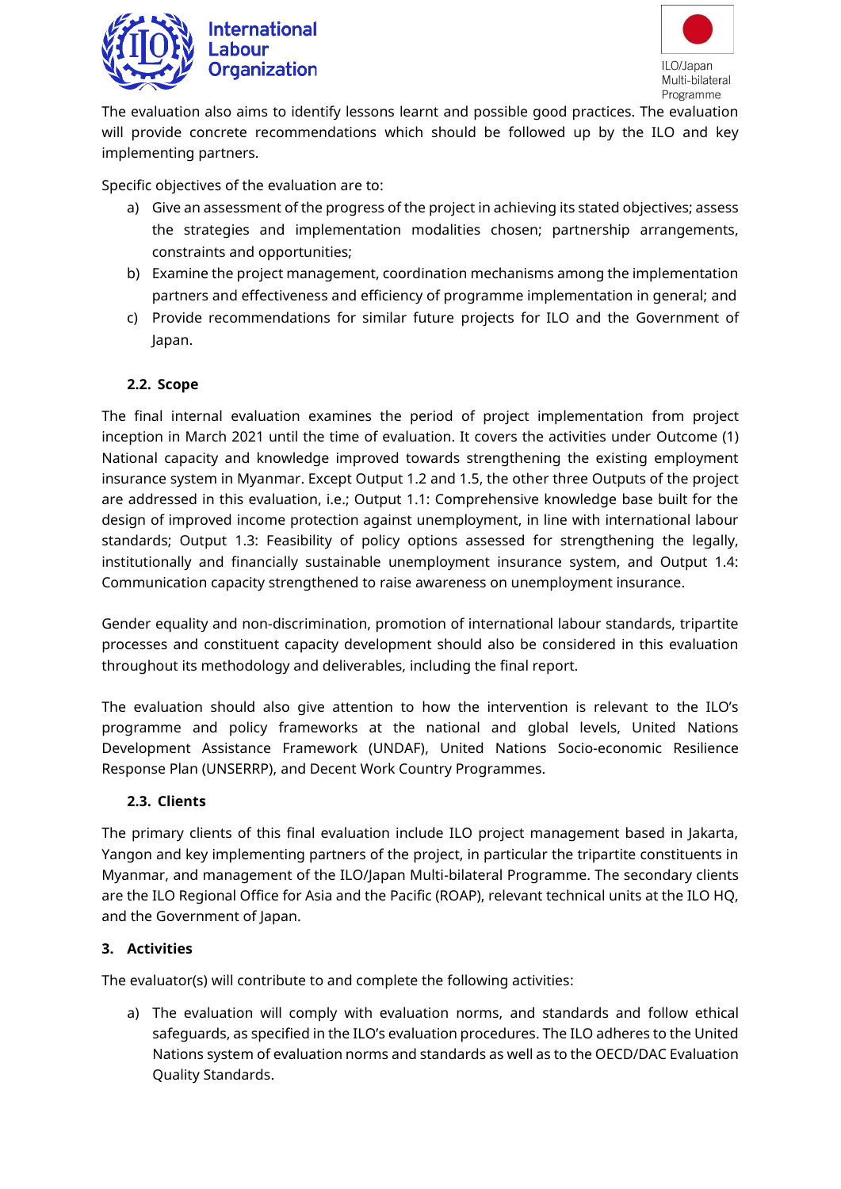The evaluation also aims to identify lessons learnt and possible good practices. The evaluation will provide concrete recommendations which should be followed up by the ILO and key implementing partners.

Specific objectives of the evaluation are to:

a) Give an assessment of the progress of the project in achieving its stated objectives; assess the strategies and implementation modalities chosen; partnership arrangements, constraints and opportunities;
b) Examine the project management, coordination mechanisms among the implementation partners and effectiveness and efficiency of programme implementation in general; and
c) Provide recommendations for similar future projects for ILO and the Government of Japan.

### 2.2. Scope

The final internal evaluation examines the period of project implementation from project inception in March 2021 until the time of evaluation. It covers the activities under Outcome (1) National capacity and knowledge improved towards strengthening the existing employment insurance system in Myanmar. Except Output 1.2 and 1.5, the other three Outputs of the project are addressed in this evaluation, i.e.; Output 1.1: Comprehensive knowledge base built for the design of improved income protection against unemployment, in line with international labour standards; Output 1.3: Feasibility of policy options assessed for strengthening the legally, institutionally and financially sustainable unemployment insurance system, and Output 1.4: Communication capacity strengthened to raise awareness on unemployment insurance.

Gender equality and non-discrimination, promotion of international labour standards, tripartite processes and constituent capacity development should also be considered in this evaluation throughout its methodology and deliverables, including the final report.

The evaluation should also give attention to how the intervention is relevant to the ILO's programme and policy frameworks at the national and global levels, United Nations Development Assistance Framework (UNDAF), United Nations Socio-economic Resilience Response Plan (UNSERRP), and Decent Work Country Programmes.

### 2.3. Clients

The primary clients of this final evaluation include ILO project management based in Jakarta, Yangon and key implementing partners of the project, in particular the tripartite constituents in Myanmar, and management of the ILO/Japan Multi-bilateral Programme. The secondary clients are the ILO Regional Office for Asia and the Pacific (ROAP), relevant technical units at the ILO HQ, and the Government of Japan.

## 3. Activities

The evaluator(s) will contribute to and complete the following activities:

a) The evaluation will comply with evaluation norms, and standards and follow ethical safeguards, as specified in the ILO's evaluation procedures. The ILO adheres to the United Nations system of evaluation norms and standards as well as to the OECD/DAC Evaluation Quality Standards.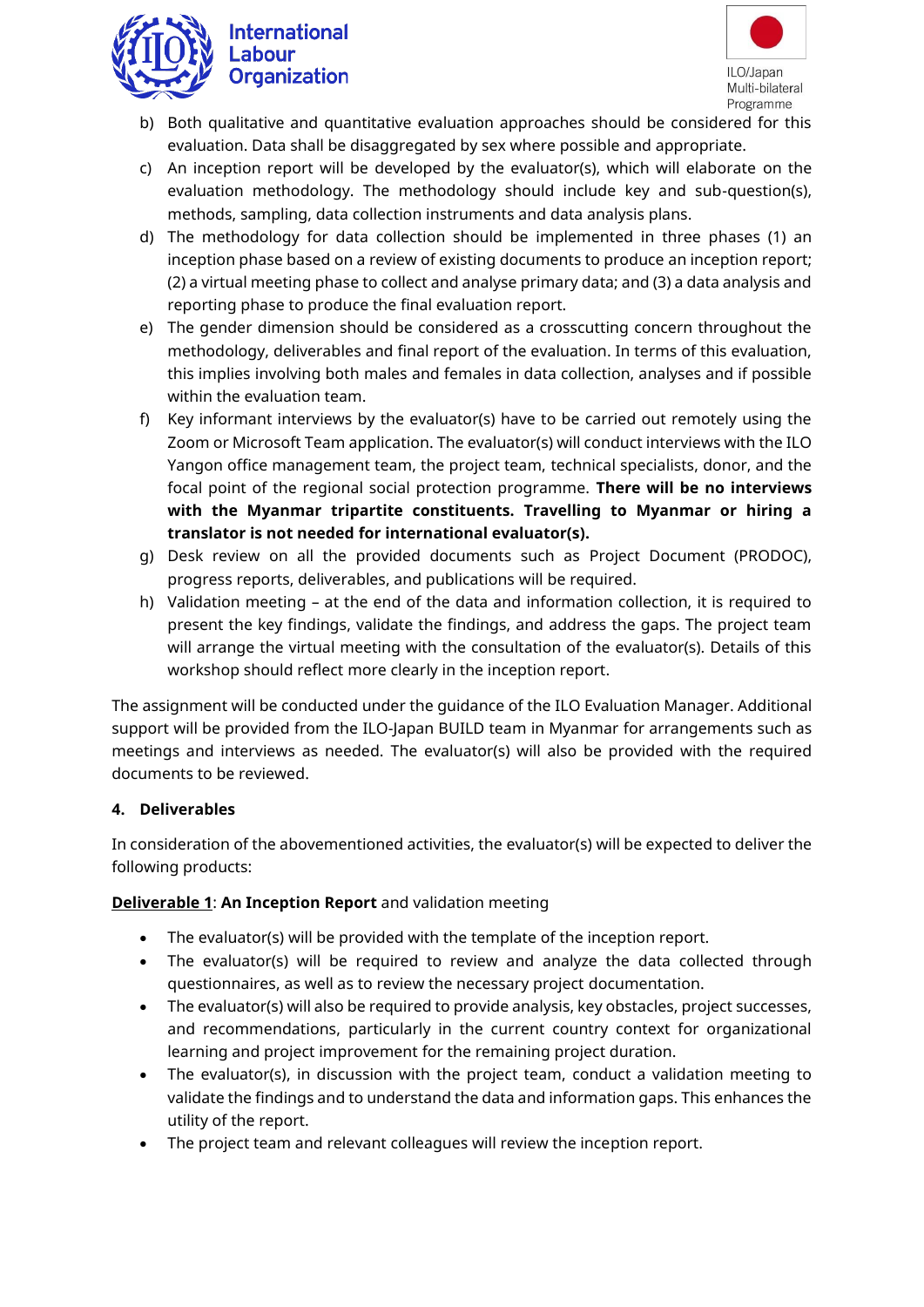b) Both qualitative and quantitative evaluation approaches should be considered for this evaluation. Data shall be disaggregated by sex where possible and appropriate.
c) An inception report will be developed by the evaluator(s), which will elaborate on the evaluation methodology. The methodology should include key and sub-question(s), methods, sampling, data collection instruments and data analysis plans.
d) The methodology for data collection should be implemented in three phases (1) an inception phase based on a review of existing documents to produce an inception report; (2) a virtual meeting phase to collect and analyse primary data; and (3) a data analysis and reporting phase to produce the final evaluation report.
e) The gender dimension should be considered as a crosscutting concern throughout the methodology, deliverables and final report of the evaluation. In terms of this evaluation, this implies involving both males and females in data collection, analyses and if possible within the evaluation team.
f) Key informant interviews by the evaluator(s) have to be carried out remotely using the Zoom or Microsoft Team application. The evaluator(s) will conduct interviews with the ILO Yangon office management team, the project team, technical specialists, donor, and the focal point of the regional social protection programme. **There will be no interviews with the Myanmar tripartite constituents. Travelling to Myanmar or hiring a translator is not needed for international evaluator(s).**
g) Desk review on all the provided documents such as Project Document (PRODOC), progress reports, deliverables, and publications will be required.
h) Validation meeting – at the end of the data and information collection, it is required to present the key findings, validate the findings, and address the gaps. The project team will arrange the virtual meeting with the consultation of the evaluator(s). Details of this workshop should reflect more clearly in the inception report.

The assignment will be conducted under the guidance of the ILO Evaluation Manager. Additional support will be provided from the ILO-Japan BUILD team in Myanmar for arrangements such as meetings and interviews as needed. The evaluator(s) will also be provided with the required documents to be reviewed.

## 4. Deliverables

In consideration of the abovementioned activities, the evaluator(s) will be expected to deliver the following products:

**Deliverable 1**: **An Inception Report** and validation meeting

- The evaluator(s) will be provided with the template of the inception report.
- The evaluator(s) will be required to review and analyze the data collected through questionnaires, as well as to review the necessary project documentation.
- The evaluator(s) will also be required to provide analysis, key obstacles, project successes, and recommendations, particularly in the current country context for organizational learning and project improvement for the remaining project duration.
- The evaluator(s), in discussion with the project team, conduct a validation meeting to validate the findings and to understand the data and information gaps. This enhances the utility of the report.
- The project team and relevant colleagues will review the inception report.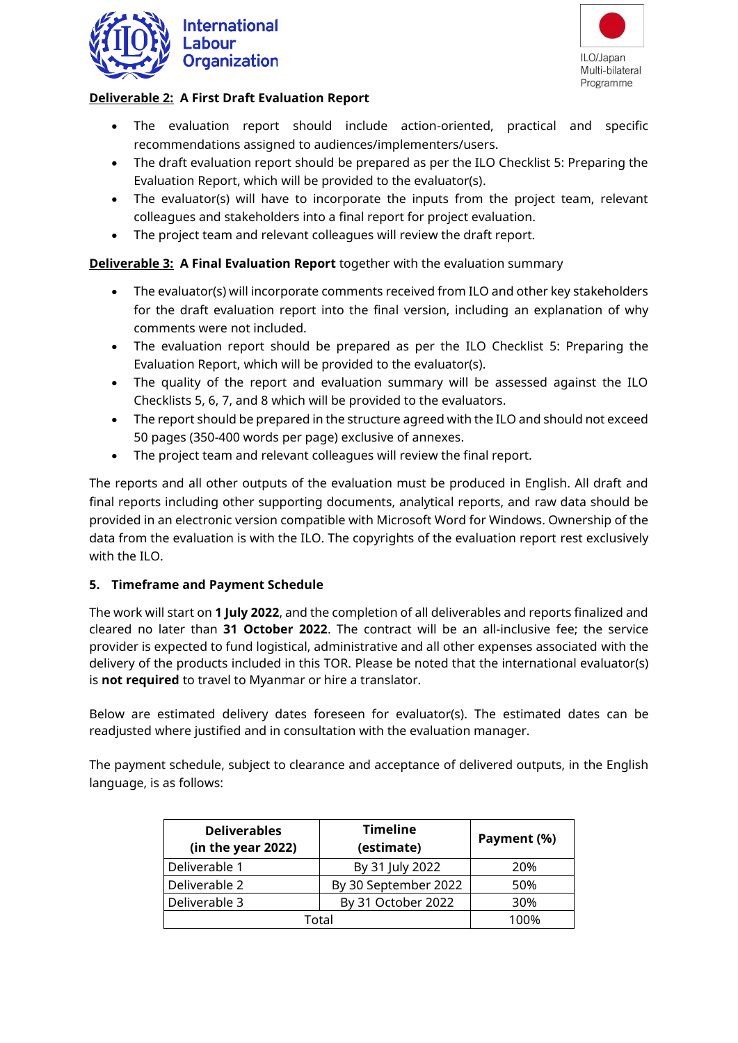**Deliverable 2: A First Draft Evaluation Report**

- The evaluation report should include action-oriented, practical and specific recommendations assigned to audiences/implementers/users.
- The draft evaluation report should be prepared as per the ILO Checklist 5: Preparing the Evaluation Report, which will be provided to the evaluator(s).
- The evaluator(s) will have to incorporate the inputs from the project team, relevant colleagues and stakeholders into a final report for project evaluation.
- The project team and relevant colleagues will review the draft report.

**Deliverable 3: A Final Evaluation Report** together with the evaluation summary

- The evaluator(s) will incorporate comments received from ILO and other key stakeholders for the draft evaluation report into the final version, including an explanation of why comments were not included.
- The evaluation report should be prepared as per the ILO Checklist 5: Preparing the Evaluation Report, which will be provided to the evaluator(s).
- The quality of the report and evaluation summary will be assessed against the ILO Checklists 5, 6, 7, and 8 which will be provided to the evaluators.
- The report should be prepared in the structure agreed with the ILO and should not exceed 50 pages (350-400 words per page) exclusive of annexes.
- The project team and relevant colleagues will review the final report.

The reports and all other outputs of the evaluation must be produced in English. All draft and final reports including other supporting documents, analytical reports, and raw data should be provided in an electronic version compatible with Microsoft Word for Windows. Ownership of the data from the evaluation is with the ILO. The copyrights of the evaluation report rest exclusively with the ILO.

## 5. Timeframe and Payment Schedule

The work will start on **1 July 2022**, and the completion of all deliverables and reports finalized and cleared no later than **31 October 2022**. The contract will be an all-inclusive fee; the service provider is expected to fund logistical, administrative and all other expenses associated with the delivery of the products included in this TOR. Please be noted that the international evaluator(s) is **not required** to travel to Myanmar or hire a translator.

Below are estimated delivery dates foreseen for evaluator(s). The estimated dates can be readjusted where justified and in consultation with the evaluation manager.

The payment schedule, subject to clearance and acceptance of delivered outputs, in the English language, is as follows:

| Deliverables (in the year 2022) | Timeline (estimate) | Payment (%) |
|---|---|---|
| Deliverable 1 | By 31 July 2022 | 20% |
| Deliverable 2 | By 30 September 2022 | 50% |
| Deliverable 3 | By 31 October 2022 | 30% |
| Total | | 100% |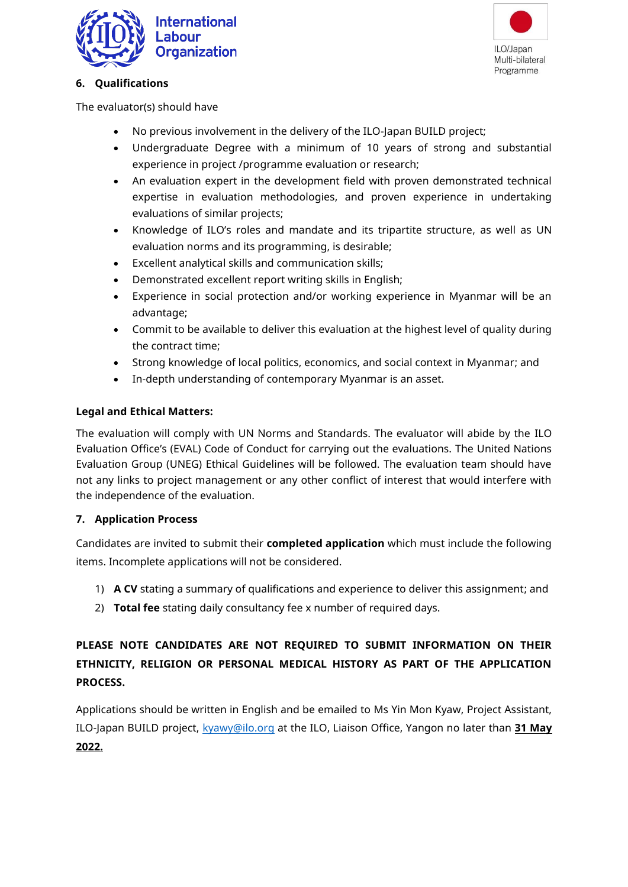## 6. Qualifications

The evaluator(s) should have

- No previous involvement in the delivery of the ILO-Japan BUILD project;
- Undergraduate Degree with a minimum of 10 years of strong and substantial experience in project /programme evaluation or research;
- An evaluation expert in the development field with proven demonstrated technical expertise in evaluation methodologies, and proven experience in undertaking evaluations of similar projects;
- Knowledge of ILO's roles and mandate and its tripartite structure, as well as UN evaluation norms and its programming, is desirable;
- Excellent analytical skills and communication skills;
- Demonstrated excellent report writing skills in English;
- Experience in social protection and/or working experience in Myanmar will be an advantage;
- Commit to be available to deliver this evaluation at the highest level of quality during the contract time;
- Strong knowledge of local politics, economics, and social context in Myanmar; and
- In-depth understanding of contemporary Myanmar is an asset.

**Legal and Ethical Matters:**

The evaluation will comply with UN Norms and Standards. The evaluator will abide by the ILO Evaluation Office's (EVAL) Code of Conduct for carrying out the evaluations. The United Nations Evaluation Group (UNEG) Ethical Guidelines will be followed. The evaluation team should have not any links to project management or any other conflict of interest that would interfere with the independence of the evaluation.

## 7. Application Process

Candidates are invited to submit their **completed application** which must include the following items. Incomplete applications will not be considered.

1) **A CV** stating a summary of qualifications and experience to deliver this assignment; and
2) **Total fee** stating daily consultancy fee x number of required days.

**PLEASE NOTE CANDIDATES ARE NOT REQUIRED TO SUBMIT INFORMATION ON THEIR ETHNICITY, RELIGION OR PERSONAL MEDICAL HISTORY AS PART OF THE APPLICATION PROCESS.**

Applications should be written in English and be emailed to Ms Yin Mon Kyaw, Project Assistant, ILO-Japan BUILD project, kyawy@ilo.org at the ILO, Liaison Office, Yangon no later than **31 May 2022.**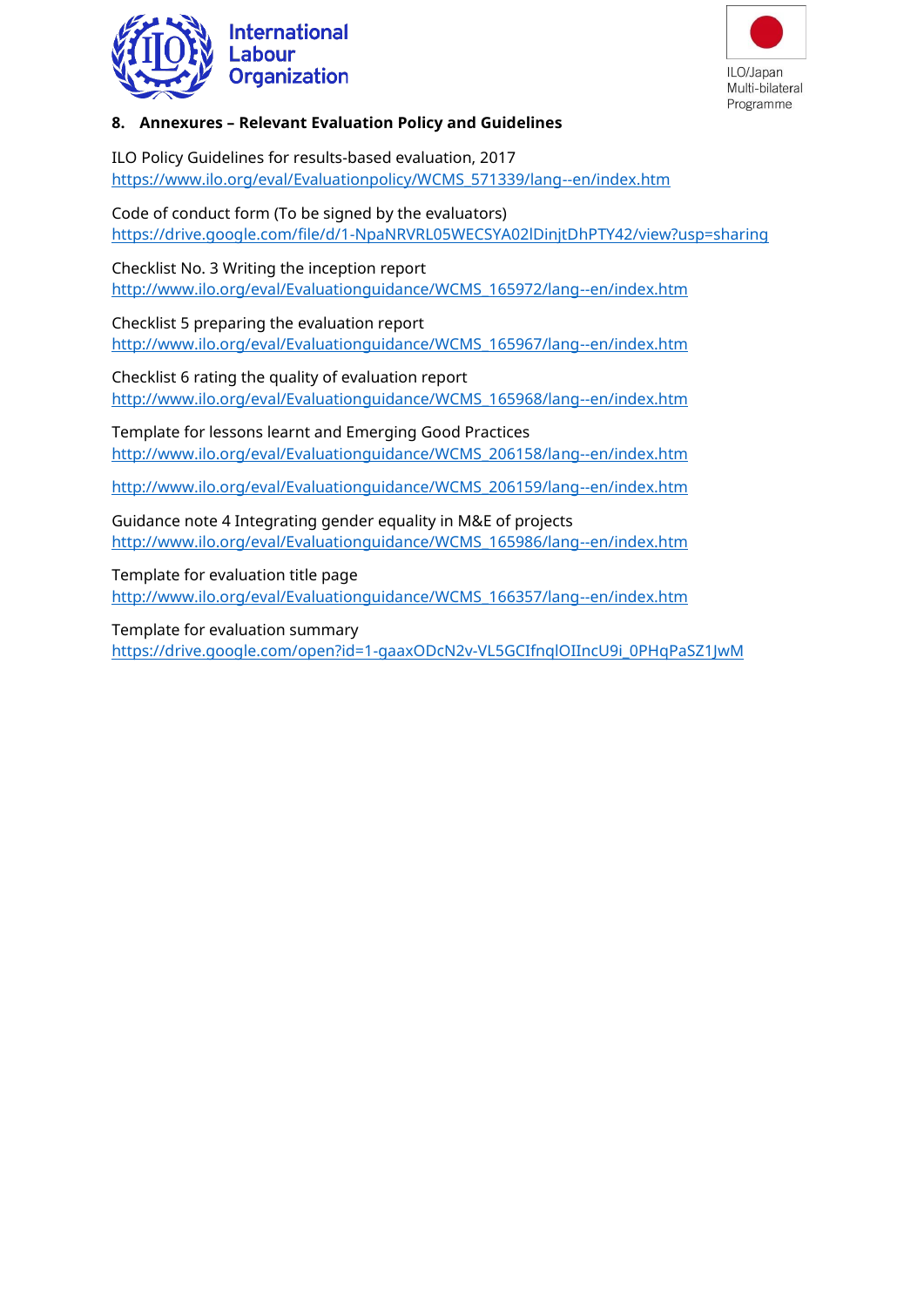## 8. Annexures – Relevant Evaluation Policy and Guidelines

ILO Policy Guidelines for results-based evaluation, 2017
https://www.ilo.org/eval/Evaluationpolicy/WCMS_571339/lang--en/index.htm

Code of conduct form (To be signed by the evaluators)
https://drive.google.com/file/d/1-NpaNRVRL05WECSYA02lDinjtDhPTY42/view?usp=sharing

Checklist No. 3 Writing the inception report
http://www.ilo.org/eval/Evaluationguidance/WCMS_165972/lang--en/index.htm

Checklist 5 preparing the evaluation report
http://www.ilo.org/eval/Evaluationguidance/WCMS_165967/lang--en/index.htm

Checklist 6 rating the quality of evaluation report
http://www.ilo.org/eval/Evaluationguidance/WCMS_165968/lang--en/index.htm

Template for lessons learnt and Emerging Good Practices
http://www.ilo.org/eval/Evaluationguidance/WCMS_206158/lang--en/index.htm

http://www.ilo.org/eval/Evaluationguidance/WCMS_206159/lang--en/index.htm

Guidance note 4 Integrating gender equality in M&E of projects
http://www.ilo.org/eval/Evaluationguidance/WCMS_165986/lang--en/index.htm

Template for evaluation title page
http://www.ilo.org/eval/Evaluationguidance/WCMS_166357/lang--en/index.htm

Template for evaluation summary
https://drive.google.com/open?id=1-gaaxODcN2v-VL5GCIfnqlOIIncU9i_0PHqPaSZ1JwM